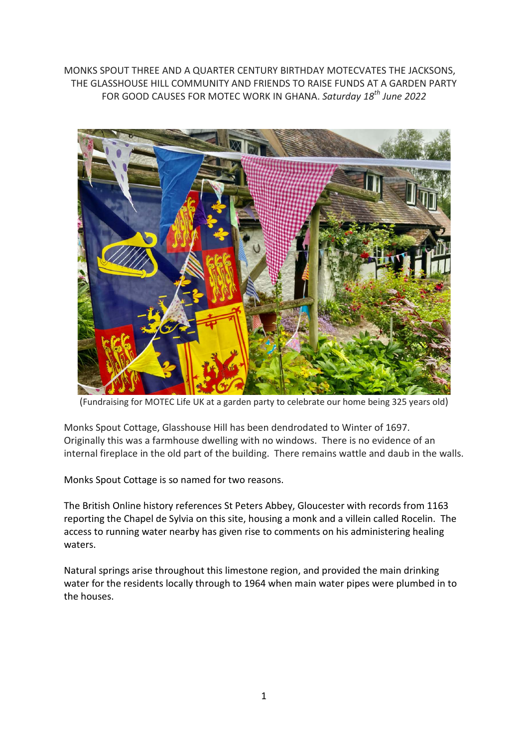MONKS SPOUT THREE AND A QUARTER CENTURY BIRTHDAY MOTECVATES THE JACKSONS, THE GLASSHOUSE HILL COMMUNITY AND FRIENDS TO RAISE FUNDS AT A GARDEN PARTY FOR GOOD CAUSES FOR MOTEC WORK IN GHANA. *Saturday 18th June 2022*

(Fundraising for MOTEC Life UK at a garden party to celebrate our home being 325 years old)

Monks Spout Cottage, Glasshouse Hill has been dendrodated to Winter of 1697. Originally this was a farmhouse dwelling with no windows. There is no evidence of an internal fireplace in the old part of the building. There remains wattle and daub in the walls.

Monks Spout Cottage is so named for two reasons.

The British Online history references St Peters Abbey, Gloucester with records from 1163 reporting the Chapel de Sylvia on this site, housing a monk and a villein called Rocelin. The access to running water nearby has given rise to comments on his administering healing waters.

Natural springs arise throughout this limestone region, and provided the main drinking water for the residents locally through to 1964 when main water pipes were plumbed in to the houses.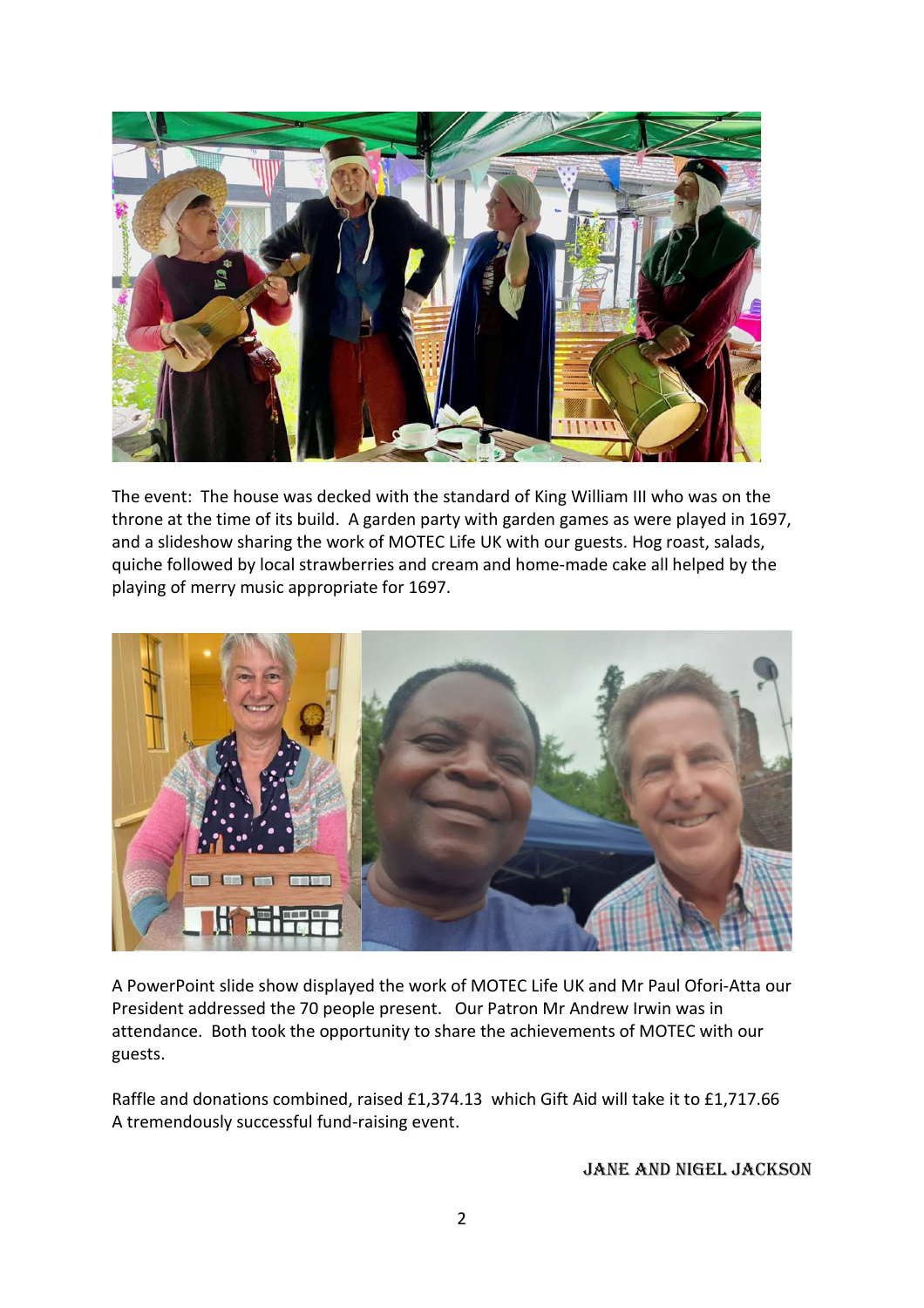The event: The house was decked with the standard of King William III who was on the throne at the time of its build. A garden party with garden games as were played in 1697, and a slideshow sharing the work of MOTEC Life UK with our guests. Hog roast, salads, quiche followed by local strawberries and cream and home-made cake all helped by the playing of merry music appropriate for 1697.

A PowerPoint slide show displayed the work of MOTEC Life UK and Mr Paul Ofori-Atta our President addressed the 70 people present. Our Patron Mr Andrew Irwin was in attendance. Both took the opportunity to share the achievements of MOTEC with our guests.

Raffle and donations combined, raised £1,374.13 which Gift Aid will take it to £1,717.66
A tremendously successful fund-raising event.

JANE AND NIGEL JACKSON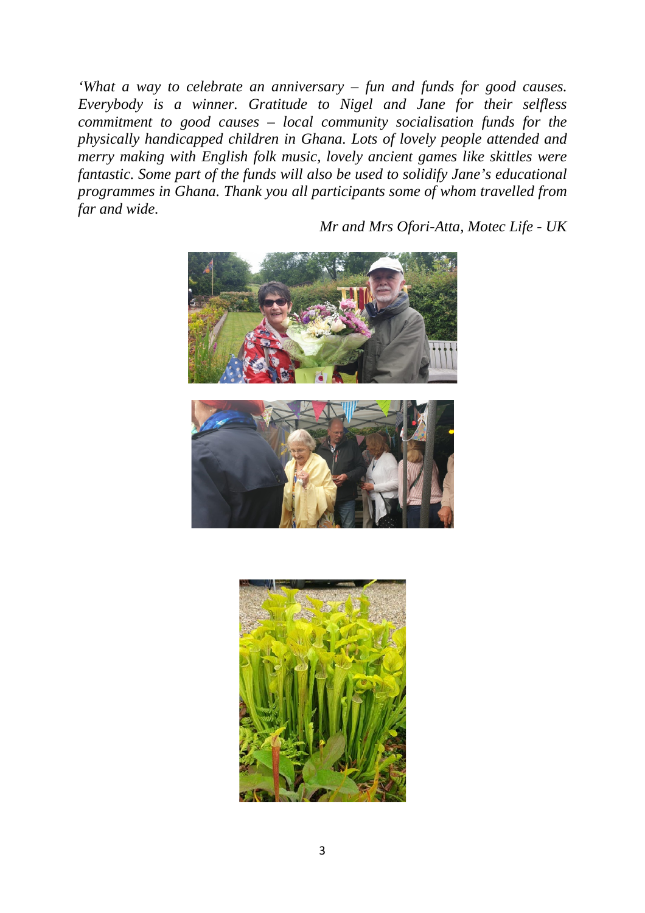*'What a way to celebrate an anniversary – fun and funds for good causes. Everybody is a winner. Gratitude to Nigel and Jane for their selfless commitment to good causes – local community socialisation funds for the physically handicapped children in Ghana. Lots of lovely people attended and merry making with English folk music, lovely ancient games like skittles were fantastic. Some part of the funds will also be used to solidify Jane's educational programmes in Ghana. Thank you all participants some of whom travelled from far and wide.*

*Mr and Mrs Ofori-Atta, Motec Life - UK*